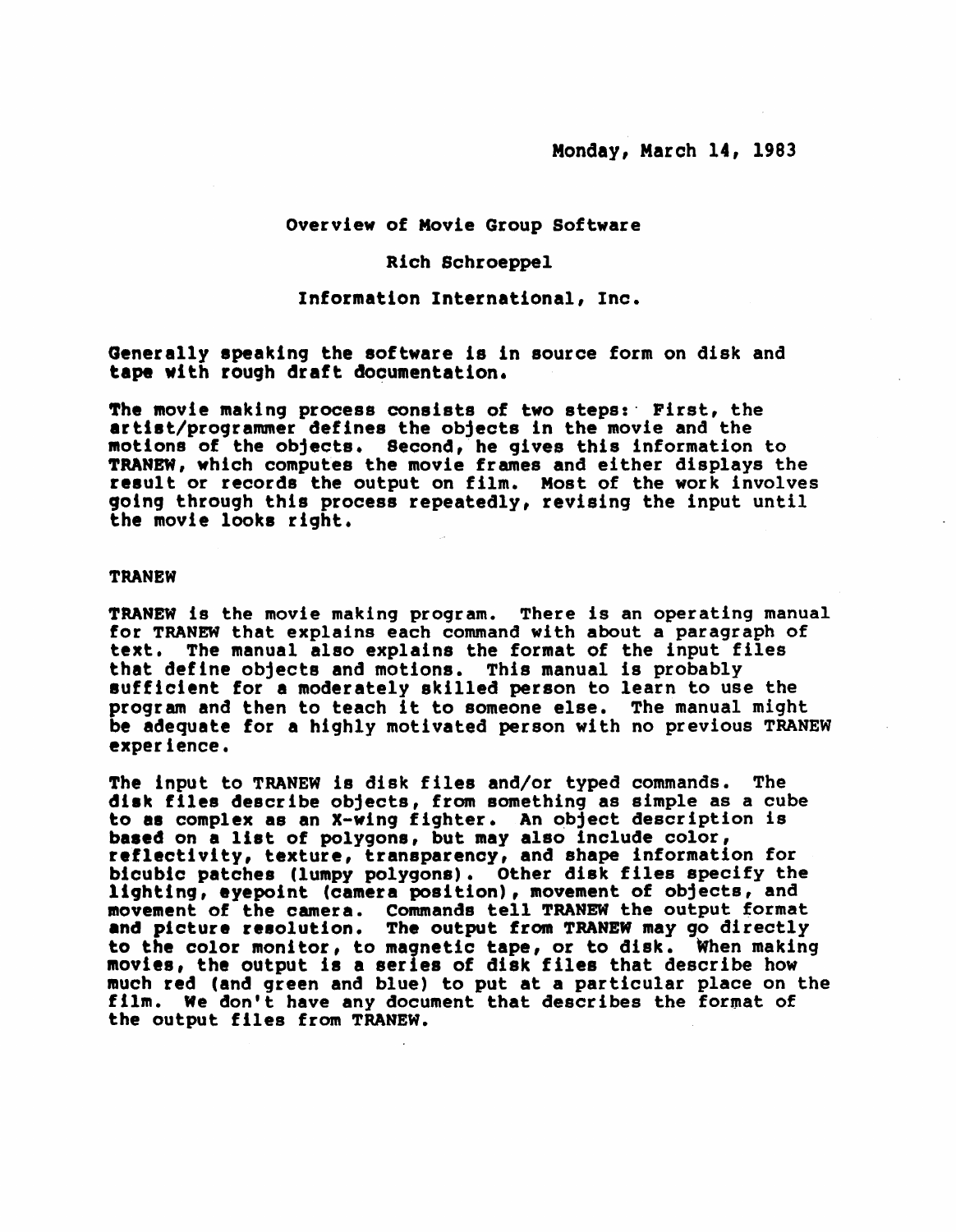Monday, March 14, 1983

# Overview of Movie Group Software

Rich Schroeppel

Information International, Inc.

Generally speaking the software is in source form on disk and tape with rough draft documentation.

The movie making process consists of two steps: First, the artist/programmer defines the objects in the movie and the motions of the objects. Second, he gives this information to TRANEW, which computes the movie frames and either displays the result or records the output on film. Most of the work involves going through this process repeatedly, revising the input until the movie looks right.

## TRANEW

TRANEW is the movie making program. There is an operating manual for TRANEW that explains each command with about a paragraph of text. The manual also explains the format of the input files that define objects and motions. This manual is probably sufficient for a moderately skilled person to learn to use the program and then to teach it to someone else. The manual might be adequate for a highly motivated person with no previous TRANEW experience.

The input to TRANEW is disk files and/or typed commands. The disk files describe objects, from something as simple as a cube to as complex as an X-wing fighter. An object description is based on a list of polygons, but may also include color, reflectivity, texture, transparency, and shape information for bicubic patches (lumpy polygons). Other disk files specify the lighting, eyepoint (camera position), movement of objects, and movement of the camera. Commands tell TRANEW the output format and picture resolution. The output from TRANEW may go directly to the color monitor, to magnetic tape, or to disk. When making movies, the output is a series of disk files that describe how much red (and green and blue) to put at a particular place on the film. We don't have any document that describes the format of the output files from TRANEW.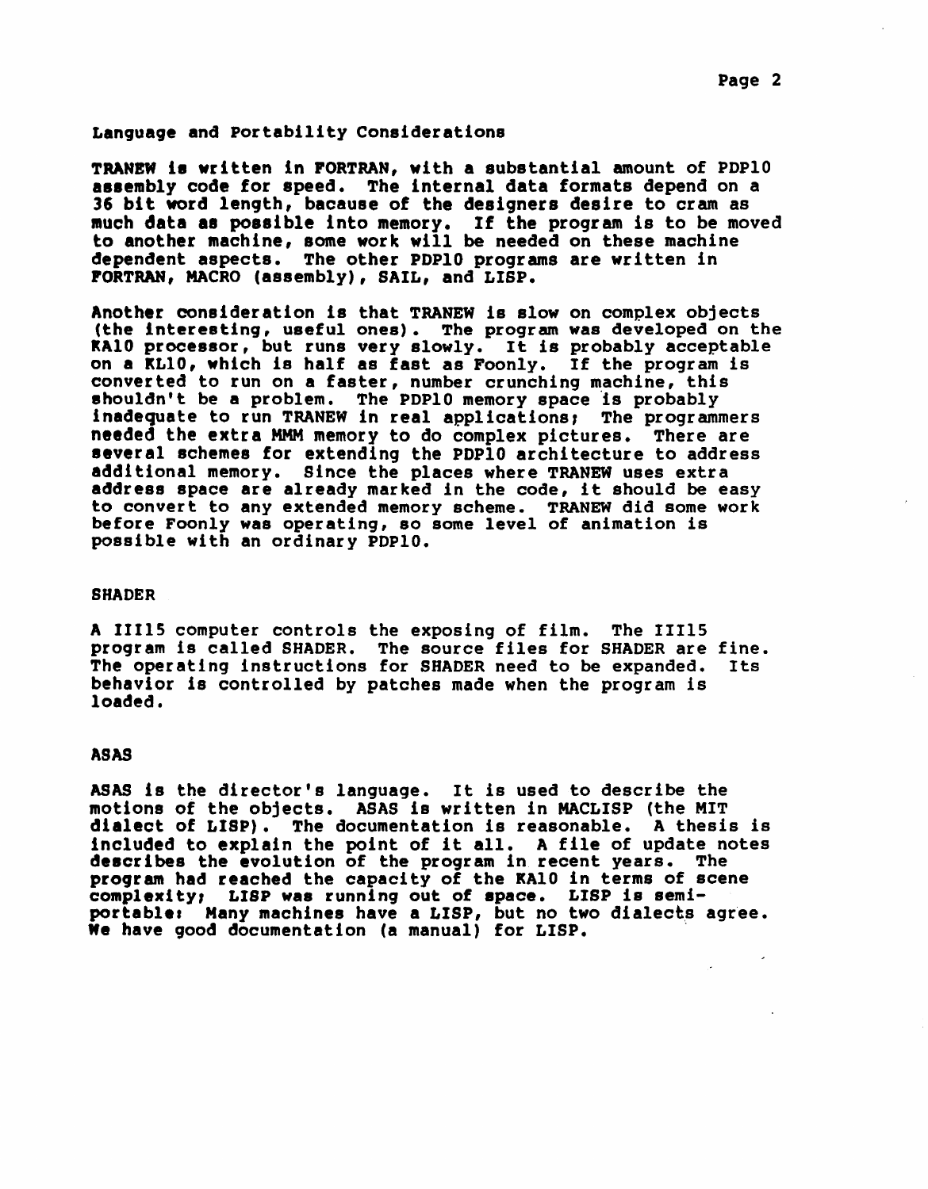## Language and Portability Considerations

TRANEW is written in FORTRAN, with a substantial amount of PDP10 assembly code for speed. The internal data formats depend on a 36 bit word length, bacause of the designers desire to cram as much data as possible into memory. If the program is to be moved to another machine, some work will be needed on these machine dependent aspects. The other PDP10 programs are written in FORTRAN, MACRO (assembly), SAIL, and LISP.

Another consideration is that TRANEW is slow on complex objects (the interesting, useful ones). The program was developed on the KA10 processor, but runs very slowly. It is probably acceptable on a KL10, which is half as fast as Foonly. If the program is converted to run on a faster, number crunching machine, this shouldn't be a problem. The PDP10 memory space is probably inadequate to run TRANEW in real applications; The programmers needed the extra MMM memory to do complex pictures. There are several schemes for extending the PDP10 architecture to address additional memory. Since the places where TRANEW uses extra address space are already marked in the code, it should be easy to convert to any extended memory scheme. TRANEW did some work before Foonly was operating, so some level of animation is possible with an ordinary PDP10.

## SHADER

A III15 computer controls the exposing of film. The III15 program is called SHADER. The source files for SHADER are fine. The operating instructions for SHADER need to be expanded. Its behavior is controlled by patches made when the program is loaded.

## ASAS

ASAS is the director's language. It is used to describe the motions of the objects. ASAS is written in MACLISP (the MIT dialect of LISP). The documentation is reasonable. A thesis is included to explain the point of it all. A file of update notes describes the evolution of the program in recent years. The program had reached the capacity of the KA10 in terms of scene complexity; LISP was running out of space. LISP is semi-portable: Many machines have a LISP, but no two dialects agree. We have good documentation (a manual) for LISP.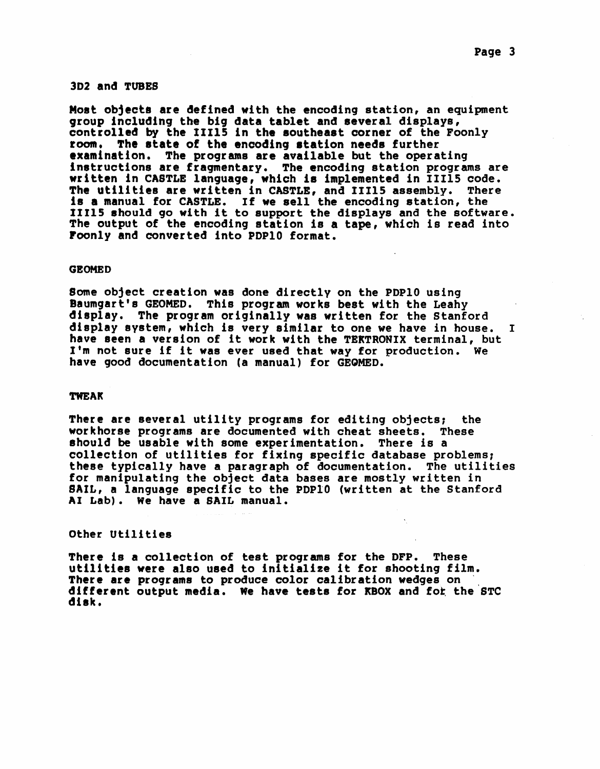## 3D2 and TUBES

Most objects are defined with the encoding station, an equipment group including the big data tablet and several displays, controlled by the III15 in the southeast corner of the Foonly room. The state of the encoding station needs further examination. The programs are available but the operating instructions are fragmentary. The encoding station programs are written in CASTLE language, which is implemented in III15 code. The utilities are written in CASTLE, and III15 assembly. There is a manual for CASTLE. If we sell the encoding station, the III15 should go with it to support the displays and the software. The output of the encoding station is a tape, which is read into Foonly and converted into PDP10 format.

## GEOMED

Some object creation was done directly on the PDP10 using Baumgart's GEOMED. This program works best with the Leahy display. The program originally was written for the Stanford display system, which is very similar to one we have in house. I have seen a version of it work with the TEKTRONIX terminal, but I'm not sure if it was ever used that way for production. We have good documentation (a manual) for GEOMED.

## TWEAK

There are several utility programs for editing objects; the workhorse programs are documented with cheat sheets. These should be usable with some experimentation. There is a collection of utilities for fixing specific database problems; these typically have a paragraph of documentation. The utilities for manipulating the object data bases are mostly written in SAIL, a language specific to the PDP10 (written at the Stanford AI Lab). We have a SAIL manual.

## Other Utilities

There is a collection of test programs for the DFP. These utilities were also used to initialize it for shooting film. There are programs to produce color calibration wedges on different output media. We have tests for KBOX and for the STC disk.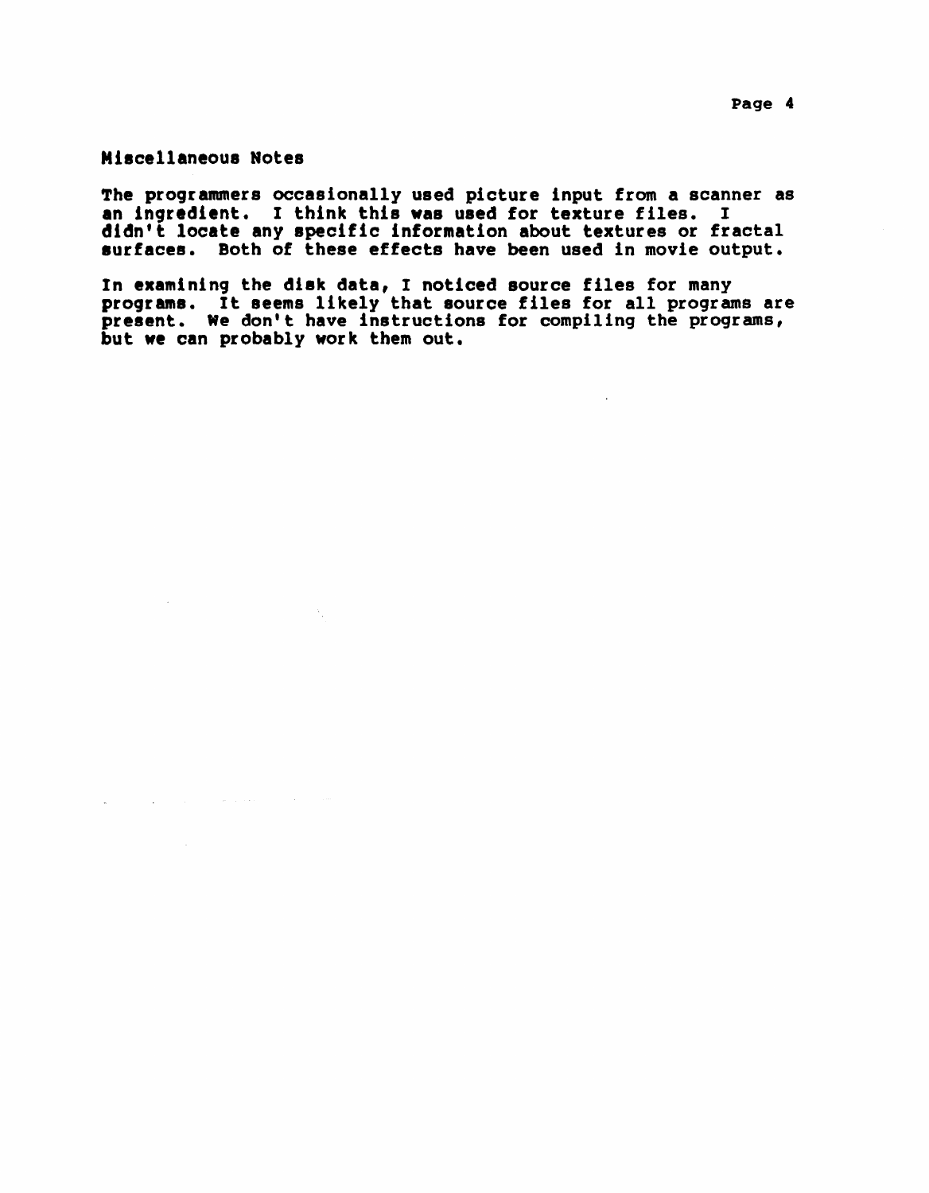## Miscellaneous Notes

The programmers occasionally used picture input from a scanner as an ingredient. I think this was used for texture files. I didn't locate any specific information about textures or fractal surfaces. Both of these effects have been used in movie output.

In examining the disk data, I noticed source files for many programs. It seems likely that source files for all programs are present. We don't have instructions for compiling the programs, but we can probably work them out.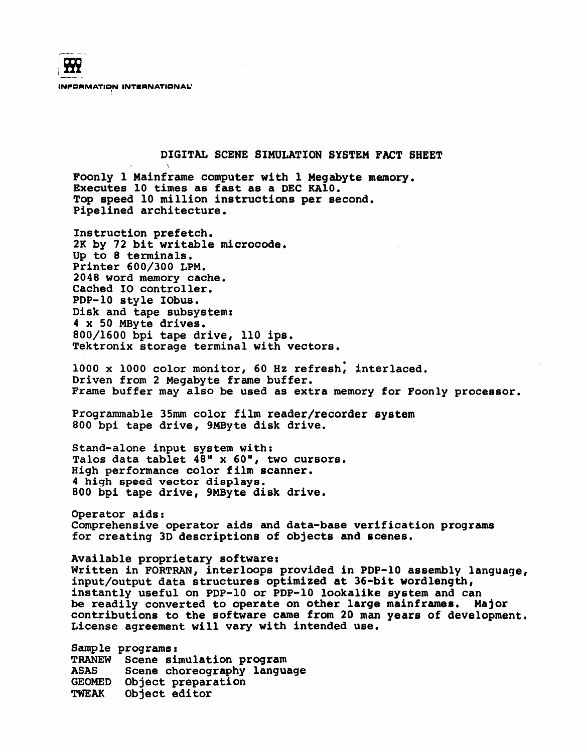INFORMATION INTERNATIONAL

# DIGITAL SCENE SIMULATION SYSTEM FACT SHEET

Foonly 1 Mainframe computer with 1 Megabyte memory.
Executes 10 times as fast as a DEC KA10.
Top speed 10 million instructions per second.
Pipelined architecture.

Instruction prefetch.
2K by 72 bit writable microcode.
Up to 8 terminals.
Printer 600/300 LPM.
2048 word memory cache.
Cached IO controller.
PDP-10 style IObus.
Disk and tape subsystem:
4 x 50 MByte drives.
800/1600 bpi tape drive, 110 ips.
Tektronix storage terminal with vectors.

1000 x 1000 color monitor, 60 Hz refresh, interlaced.
Driven from 2 Megabyte frame buffer.
Frame buffer may also be used as extra memory for Foonly processor.

Programmable 35mm color film reader/recorder system
800 bpi tape drive, 9MByte disk drive.

Stand-alone input system with:
Talos data tablet 48" x 60", two cursors.
High performance color film scanner.
4 high speed vector displays.
800 bpi tape drive, 9MByte disk drive.

Operator aids:
Comprehensive operator aids and data-base verification programs for creating 3D descriptions of objects and scenes.

Available proprietary software:
Written in FORTRAN, interloops provided in PDP-10 assembly language, input/output data structures optimized at 36-bit wordlength, instantly useful on PDP-10 or PDP-10 lookalike system and can be readily converted to operate on other large mainframes. Major contributions to the software came from 20 man years of development. License agreement will vary with intended use.

Sample programs:

| | |
|---|---|
| TRANEW | Scene simulation program |
| ASAS | Scene choreography language |
| GEOMED | Object preparation |
| TWEAK | Object editor |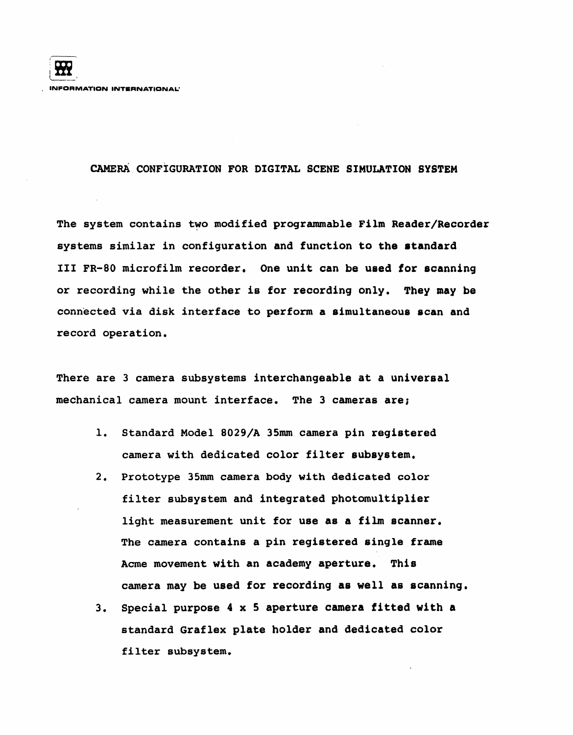INFORMATION INTERNATIONAL

## CAMERA CONFIGURATION FOR DIGITAL SCENE SIMULATION SYSTEM

The system contains two modified programmable Film Reader/Recorder systems similar in configuration and function to the standard III FR-80 microfilm recorder. One unit can be used for scanning or recording while the other is for recording only. They may be connected via disk interface to perform a simultaneous scan and record operation.

There are 3 camera subsystems interchangeable at a universal mechanical camera mount interface. The 3 cameras are;

1. Standard Model 8029/A 35mm camera pin registered camera with dedicated color filter subsystem.
2. Prototype 35mm camera body with dedicated color filter subsystem and integrated photomultiplier light measurement unit for use as a film scanner. The camera contains a pin registered single frame Acme movement with an academy aperture. This camera may be used for recording as well as scanning.
3. Special purpose 4 x 5 aperture camera fitted with a standard Graflex plate holder and dedicated color filter subsystem.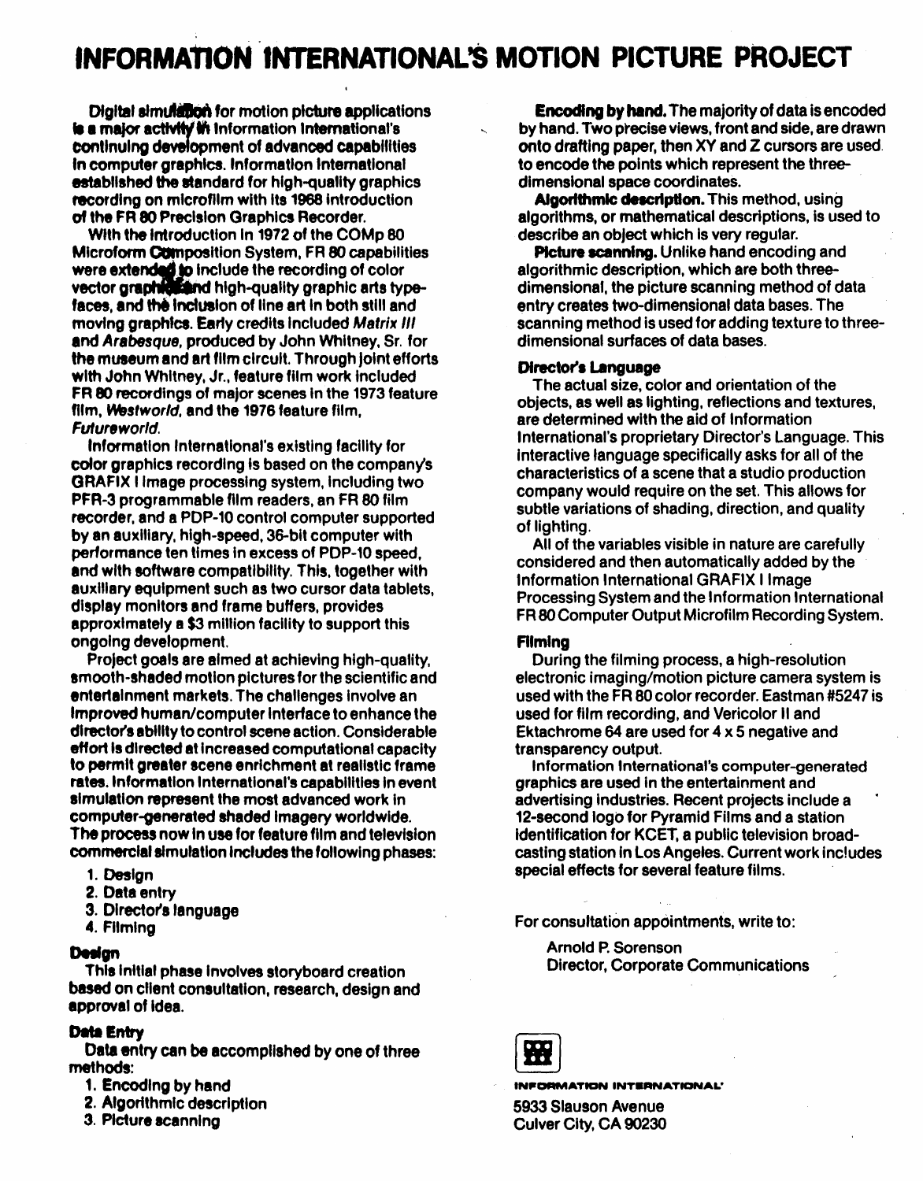// INFORMATION INTERNATIONAL'S MOTION PICTURE PROJECT

**Digital simulation for motion picture applications is a major activity in Information International's continuing development of advanced capabilities in computer graphics. Information International established the standard for high-quality graphics recording on microfilm with its 1968 introduction of the FR 80 Precision Graphics Recorder.**

**With the introduction in 1972 of the COMp 80 Microform Composition System, FR 80 capabilities were extended to include the recording of color vector graphics and high-quality graphic arts typefaces, and the inclusion of line art in both still and moving graphics. Early credits included *Matrix III* and *Arabesque*, produced by John Whitney, Sr. for the museum and art film circuit. Through joint efforts with John Whitney, Jr., feature film work included FR 80 recordings of major scenes in the 1973 feature film, *Westworld*, and the 1976 feature film, *Futureworld*.**

**Information International's existing facility for color graphics recording is based on the company's GRAFIX I image processing system, including two PFR-3 programmable film readers, an FR 80 film recorder, and a PDP-10 control computer supported by an auxiliary, high-speed, 36-bit computer with performance ten times in excess of PDP-10 speed, and with software compatibility. This, together with auxiliary equipment such as two cursor data tablets, display monitors and frame buffers, provides approximately a $3 million facility to support this ongoing development.**

**Project goals are aimed at achieving high-quality, smooth-shaded motion pictures for the scientific and entertainment markets. The challenges involve an improved human/computer interface to enhance the director's ability to control scene action. Considerable effort is directed at increased computational capacity to permit greater scene enrichment at realistic frame rates. Information International's capabilities in event simulation represent the most advanced work in computer-generated shaded imagery worldwide. The process now in use for feature film and television commercial simulation includes the following phases:**

1. Design
2. Data entry
3. Director's language
4. Filming

## Design

This initial phase involves storyboard creation based on client consultation, research, design and approval of idea.

## Data Entry

Data entry can be accomplished by one of three methods:

1. Encoding by hand
2. Algorithmic description
3. Picture scanning

**Encoding by hand.** The majority of data is encoded by hand. Two precise views, front and side, are drawn onto drafting paper, then XY and Z cursors are used to encode the points which represent the three-dimensional space coordinates.

**Algorithmic description.** This method, using algorithms, or mathematical descriptions, is used to describe an object which is very regular.

**Picture scanning.** Unlike hand encoding and algorithmic description, which are both three-dimensional, the picture scanning method of data entry creates two-dimensional data bases. The scanning method is used for adding texture to three-dimensional surfaces of data bases.

## Director's Language

The actual size, color and orientation of the objects, as well as lighting, reflections and textures, are determined with the aid of Information International's proprietary Director's Language. This interactive language specifically asks for all of the characteristics of a scene that a studio production company would require on the set. This allows for subtle variations of shading, direction, and quality of lighting.

All of the variables visible in nature are carefully considered and then automatically added by the Information International GRAFIX I Image Processing System and the Information International FR 80 Computer Output Microfilm Recording System.

## Filming

During the filming process, a high-resolution electronic imaging/motion picture camera system is used with the FR 80 color recorder. Eastman #5247 is used for film recording, and Vericolor II and Ektachrome 64 are used for 4 x 5 negative and transparency output.

Information International's computer-generated graphics are used in the entertainment and advertising industries. Recent projects include a 12-second logo for Pyramid Films and a station identification for KCET, a public television broadcasting station in Los Angeles. Current work includes special effects for several feature films.

For consultation appointments, write to:

Arnold P. Sorenson
Director, Corporate Communications

INFORMATION INTERNATIONAL
5933 Slauson Avenue
Culver City, CA 90230